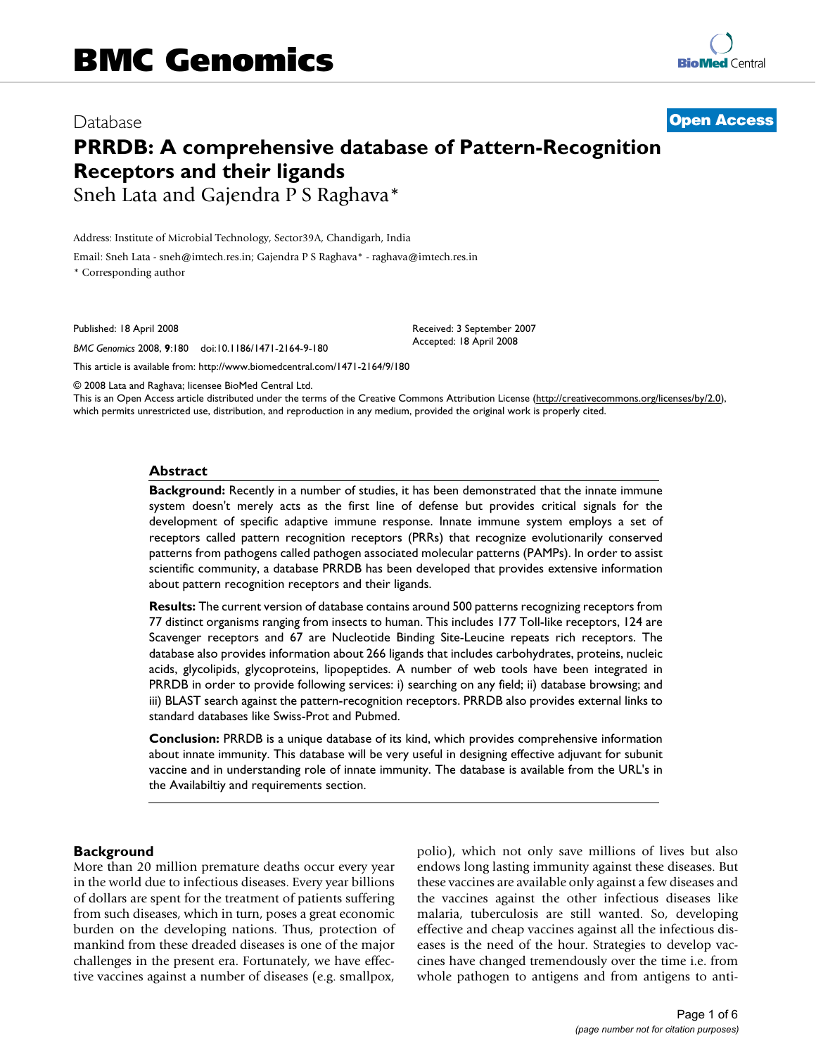Database

**Open Access**

# PRRDB: A comprehensive database of Pattern-Recognition Receptors and their ligands

Sneh Lata and Gajendra P S Raghava*

Address: Institute of Microbial Technology, Sector39A, Chandigarh, India

Email: Sneh Lata - sneh@imtech.res.in; Gajendra P S Raghava* - raghava@imtech.res.in

* Corresponding author

Published: 18 April 2008

*BMC Genomics* 2008, **9**:180 doi:10.1186/1471-2164-9-180

Received: 3 September 2007
Accepted: 18 April 2008

This article is available from: http://www.biomedcentral.com/1471-2164/9/180

© 2008 Lata and Raghava; licensee BioMed Central Ltd.
This is an Open Access article distributed under the terms of the Creative Commons Attribution License (http://creativecommons.org/licenses/by/2.0), which permits unrestricted use, distribution, and reproduction in any medium, provided the original work is properly cited.

## Abstract

**Background:** Recently in a number of studies, it has been demonstrated that the innate immune system doesn't merely acts as the first line of defense but provides critical signals for the development of specific adaptive immune response. Innate immune system employs a set of receptors called pattern recognition receptors (PRRs) that recognize evolutionarily conserved patterns from pathogens called pathogen associated molecular patterns (PAMPs). In order to assist scientific community, a database PRRDB has been developed that provides extensive information about pattern recognition receptors and their ligands.

**Results:** The current version of database contains around 500 patterns recognizing receptors from 77 distinct organisms ranging from insects to human. This includes 177 Toll-like receptors, 124 are Scavenger receptors and 67 are Nucleotide Binding Site-Leucine repeats rich receptors. The database also provides information about 266 ligands that includes carbohydrates, proteins, nucleic acids, glycolipids, glycoproteins, lipopeptides. A number of web tools have been integrated in PRRDB in order to provide following services: i) searching on any field; ii) database browsing; and iii) BLAST search against the pattern-recognition receptors. PRRDB also provides external links to standard databases like Swiss-Prot and Pubmed.

**Conclusion:** PRRDB is a unique database of its kind, which provides comprehensive information about innate immunity. This database will be very useful in designing effective adjuvant for subunit vaccine and in understanding role of innate immunity. The database is available from the URL's in the Availabiltiy and requirements section.

## Background

More than 20 million premature deaths occur every year in the world due to infectious diseases. Every year billions of dollars are spent for the treatment of patients suffering from such diseases, which in turn, poses a great economic burden on the developing nations. Thus, protection of mankind from these dreaded diseases is one of the major challenges in the present era. Fortunately, we have effective vaccines against a number of diseases (e.g. smallpox, polio), which not only save millions of lives but also endows long lasting immunity against these diseases. But these vaccines are available only against a few diseases and the vaccines against the other infectious diseases like malaria, tuberculosis are still wanted. So, developing effective and cheap vaccines against all the infectious diseases is the need of the hour. Strategies to develop vaccines have changed tremendously over the time i.e. from whole pathogen to antigens and from antigens to anti-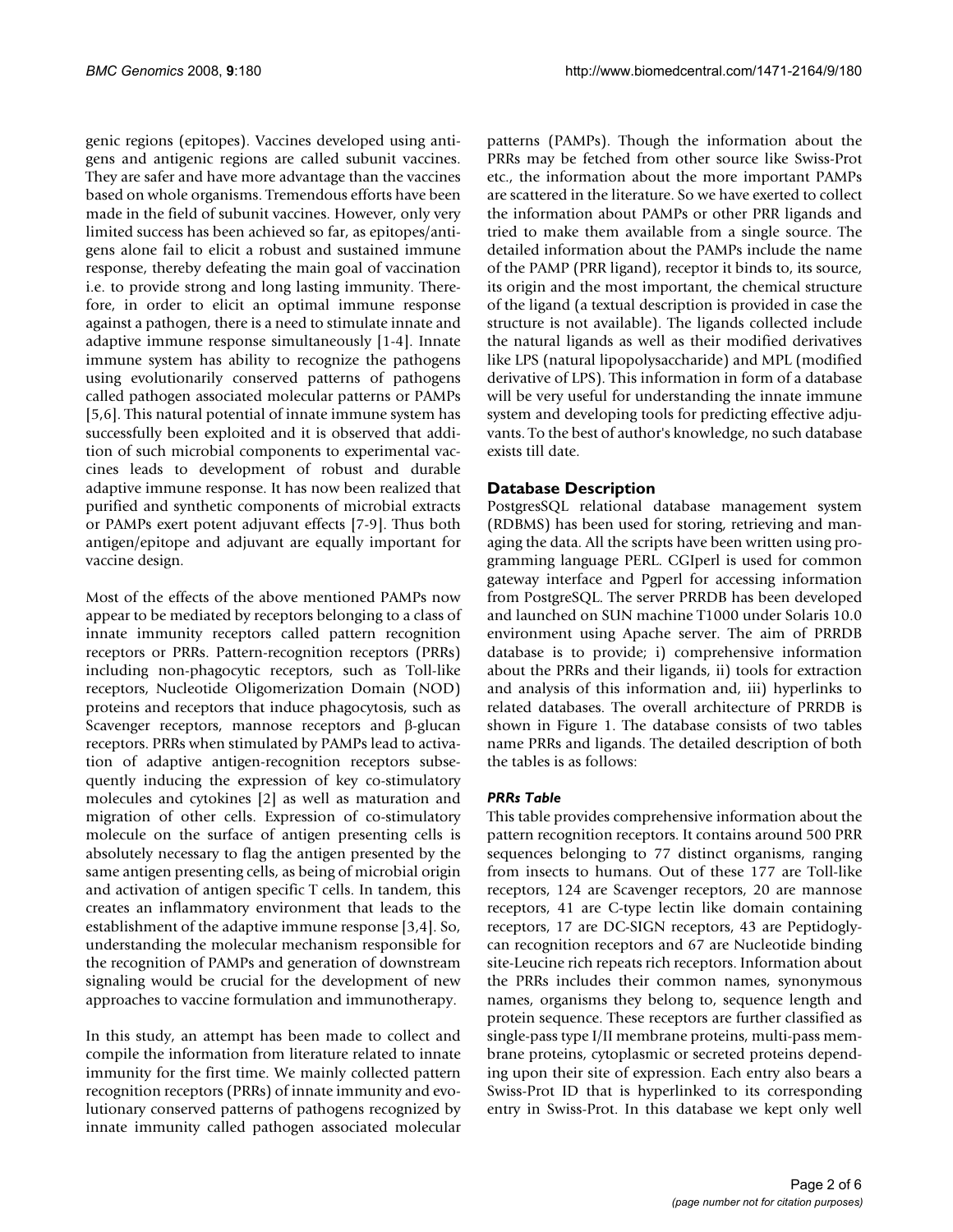genic regions (epitopes). Vaccines developed using antigens and antigenic regions are called subunit vaccines. They are safer and have more advantage than the vaccines based on whole organisms. Tremendous efforts have been made in the field of subunit vaccines. However, only very limited success has been achieved so far, as epitopes/antigens alone fail to elicit a robust and sustained immune response, thereby defeating the main goal of vaccination i.e. to provide strong and long lasting immunity. Therefore, in order to elicit an optimal immune response against a pathogen, there is a need to stimulate innate and adaptive immune response simultaneously [1-4]. Innate immune system has ability to recognize the pathogens using evolutionarily conserved patterns of pathogens called pathogen associated molecular patterns or PAMPs [5,6]. This natural potential of innate immune system has successfully been exploited and it is observed that addition of such microbial components to experimental vaccines leads to development of robust and durable adaptive immune response. It has now been realized that purified and synthetic components of microbial extracts or PAMPs exert potent adjuvant effects [7-9]. Thus both antigen/epitope and adjuvant are equally important for vaccine design.

Most of the effects of the above mentioned PAMPs now appear to be mediated by receptors belonging to a class of innate immunity receptors called pattern recognition receptors or PRRs. Pattern-recognition receptors (PRRs) including non-phagocytic receptors, such as Toll-like receptors, Nucleotide Oligomerization Domain (NOD) proteins and receptors that induce phagocytosis, such as Scavenger receptors, mannose receptors and β-glucan receptors. PRRs when stimulated by PAMPs lead to activation of adaptive antigen-recognition receptors subsequently inducing the expression of key co-stimulatory molecules and cytokines [2] as well as maturation and migration of other cells. Expression of co-stimulatory molecule on the surface of antigen presenting cells is absolutely necessary to flag the antigen presented by the same antigen presenting cells, as being of microbial origin and activation of antigen specific T cells. In tandem, this creates an inflammatory environment that leads to the establishment of the adaptive immune response [3,4]. So, understanding the molecular mechanism responsible for the recognition of PAMPs and generation of downstream signaling would be crucial for the development of new approaches to vaccine formulation and immunotherapy.

In this study, an attempt has been made to collect and compile the information from literature related to innate immunity for the first time. We mainly collected pattern recognition receptors (PRRs) of innate immunity and evolutionary conserved patterns of pathogens recognized by innate immunity called pathogen associated molecular patterns (PAMPs). Though the information about the PRRs may be fetched from other source like Swiss-Prot etc., the information about the more important PAMPs are scattered in the literature. So we have exerted to collect the information about PAMPs or other PRR ligands and tried to make them available from a single source. The detailed information about the PAMPs include the name of the PAMP (PRR ligand), receptor it binds to, its source, its origin and the most important, the chemical structure of the ligand (a textual description is provided in case the structure is not available). The ligands collected include the natural ligands as well as their modified derivatives like LPS (natural lipopolysaccharide) and MPL (modified derivative of LPS). This information in form of a database will be very useful for understanding the innate immune system and developing tools for predicting effective adjuvants. To the best of author's knowledge, no such database exists till date.

## Database Description

PostgresSQL relational database management system (RDBMS) has been used for storing, retrieving and managing the data. All the scripts have been written using programming language PERL. CGIperl is used for common gateway interface and Pgperl for accessing information from PostgreSQL. The server PRRDB has been developed and launched on SUN machine T1000 under Solaris 10.0 environment using Apache server. The aim of PRRDB database is to provide; i) comprehensive information about the PRRs and their ligands, ii) tools for extraction and analysis of this information and, iii) hyperlinks to related databases. The overall architecture of PRRDB is shown in Figure 1. The database consists of two tables name PRRs and ligands. The detailed description of both the tables is as follows:

### *PRRs Table*

This table provides comprehensive information about the pattern recognition receptors. It contains around 500 PRR sequences belonging to 77 distinct organisms, ranging from insects to humans. Out of these 177 are Toll-like receptors, 124 are Scavenger receptors, 20 are mannose receptors, 41 are C-type lectin like domain containing receptors, 17 are DC-SIGN receptors, 43 are Peptidoglycan recognition receptors and 67 are Nucleotide binding site-Leucine rich repeats rich receptors. Information about the PRRs includes their common names, synonymous names, organisms they belong to, sequence length and protein sequence. These receptors are further classified as single-pass type I/II membrane proteins, multi-pass membrane proteins, cytoplasmic or secreted proteins depending upon their site of expression. Each entry also bears a Swiss-Prot ID that is hyperlinked to its corresponding entry in Swiss-Prot. In this database we kept only well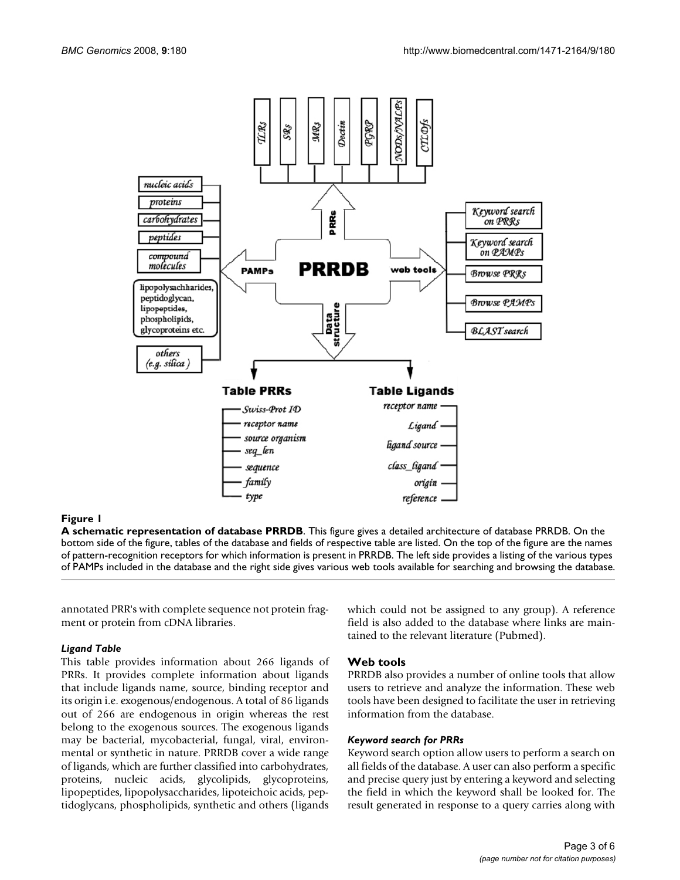**Figure 1**

**A schematic representation of database PRRDB**. This figure gives a detailed architecture of database PRRDB. On the bottom side of the figure, tables of the database and fields of respective table are listed. On the top of the figure are the names of pattern-recognition receptors for which information is present in PRRDB. The left side provides a listing of the various types of PAMPs included in the database and the right side gives various web tools available for searching and browsing the database.

annotated PRR's with complete sequence not protein fragment or protein from cDNA libraries.

### *Ligand Table*

This table provides information about 266 ligands of PRRs. It provides complete information about ligands that include ligands name, source, binding receptor and its origin i.e. exogenous/endogenous. A total of 86 ligands out of 266 are endogenous in origin whereas the rest belong to the exogenous sources. The exogenous ligands may be bacterial, mycobacterial, fungal, viral, environmental or synthetic in nature. PRRDB cover a wide range of ligands, which are further classified into carbohydrates, proteins, nucleic acids, glycolipids, glycoproteins, lipopeptides, lipopolysaccharides, lipoteichoic acids, peptidoglycans, phospholipids, synthetic and others (ligands which could not be assigned to any group). A reference field is also added to the database where links are maintained to the relevant literature (Pubmed).

## Web tools

PRRDB also provides a number of online tools that allow users to retrieve and analyze the information. These web tools have been designed to facilitate the user in retrieving information from the database.

### *Keyword search for PRRs*

Keyword search option allow users to perform a search on all fields of the database. A user can also perform a specific and precise query just by entering a keyword and selecting the field in which the keyword shall be looked for. The result generated in response to a query carries along with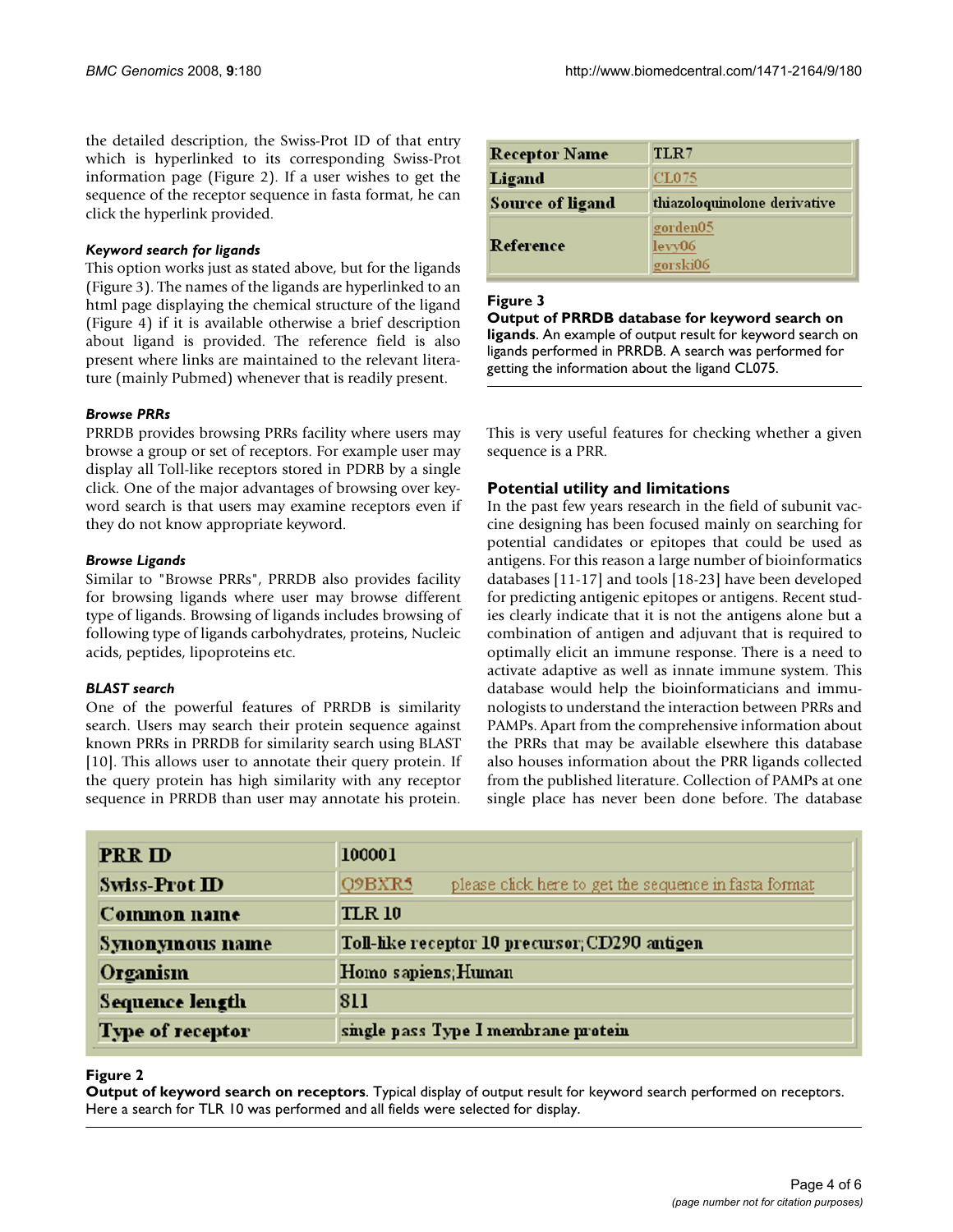the detailed description, the Swiss-Prot ID of that entry which is hyperlinked to its corresponding Swiss-Prot information page (Figure 2). If a user wishes to get the sequence of the receptor sequence in fasta format, he can click the hyperlink provided.

### *Keyword search for ligands*

This option works just as stated above, but for the ligands (Figure 3). The names of the ligands are hyperlinked to an html page displaying the chemical structure of the ligand (Figure 4) if it is available otherwise a brief description about ligand is provided. The reference field is also present where links are maintained to the relevant literature (mainly Pubmed) whenever that is readily present.

### *Browse PRRs*

PRRDB provides browsing PRRs facility where users may browse a group or set of receptors. For example user may display all Toll-like receptors stored in PDRB by a single click. One of the major advantages of browsing over keyword search is that users may examine receptors even if they do not know appropriate keyword.

### *Browse Ligands*

Similar to "Browse PRRs", PRRDB also provides facility for browsing ligands where user may browse different type of ligands. Browsing of ligands includes browsing of following type of ligands carbohydrates, proteins, Nucleic acids, peptides, lipoproteins etc.

### *BLAST search*

One of the powerful features of PRRDB is similarity search. Users may search their protein sequence against known PRRs in PRRDB for similarity search using BLAST [10]. This allows user to annotate their query protein. If the query protein has high similarity with any receptor sequence in PRRDB than user may annotate his protein. This is very useful features for checking whether a given sequence is a PRR.

| Receptor Name | TLR7 |
|---|---|
| Ligand | CL075 |
| Source of ligand | thiazoloquinolone derivative |
| Reference | gorden05<br>levy06<br>gorski06 |

**Figure 3**
**Output of PRRDB database for keyword search on ligands**. An example of output result for keyword search on ligands performed in PRRDB. A search was performed for getting the information about the ligand CL075.

## Potential utility and limitations

In the past few years research in the field of subunit vaccine designing has been focused mainly on searching for potential candidates or epitopes that could be used as antigens. For this reason a large number of bioinformatics databases [11-17] and tools [18-23] have been developed for predicting antigenic epitopes or antigens. Recent studies clearly indicate that it is not the antigens alone but a combination of antigen and adjuvant that is required to optimally elicit an immune response. There is a need to activate adaptive as well as innate immune system. This database would help the bioinformaticians and immunologists to understand the interaction between PRRs and PAMPs. Apart from the comprehensive information about the PRRs that may be available elsewhere this database also houses information about the PRR ligands collected from the published literature. Collection of PAMPs at one single place has never been done before. The database

| PRR ID | 100001 |
|---|---|
| Swiss-Prot ID | Q9BXR5 please click here to get the sequence in fasta format |
| Common name | TLR 10 |
| Synonymous name | Toll-like receptor 10 precursor;CD290 antigen |
| Organism | Homo sapiens;Human |
| Sequence length | 811 |
| Type of receptor | single pass Type I membrane protein |

**Figure 2**
**Output of keyword search on receptors**. Typical display of output result for keyword search performed on receptors. Here a search for TLR 10 was performed and all fields were selected for display.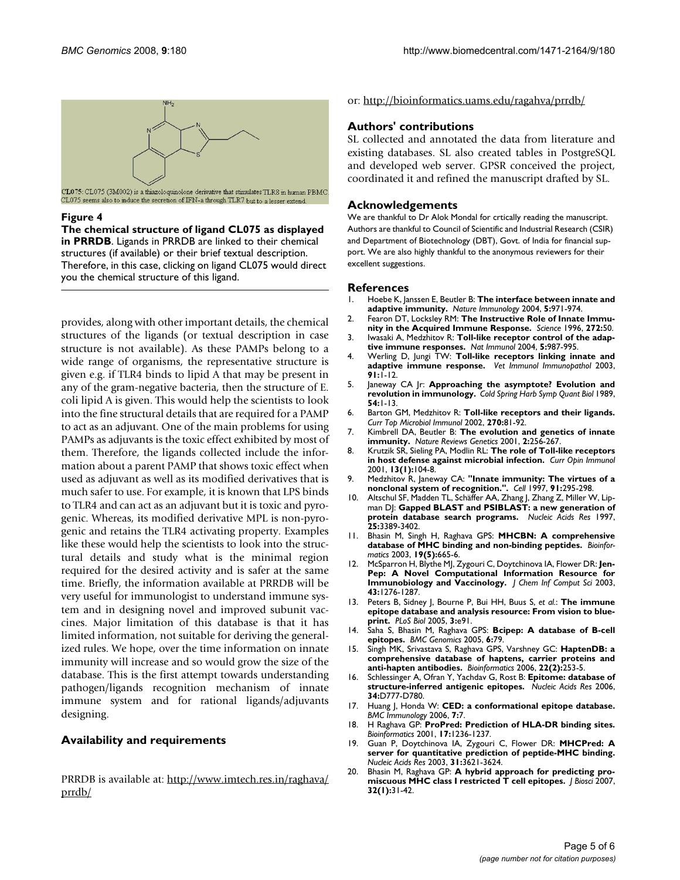CL075: CL075 (3M002) is a thiazoloquinolone derivative that stimulates TLR8 in human PBMC. CL075 seems also to induce the secretion of IFN-a through TLR7 but to a lesser extend.

**Figure 4**

**The chemical structure of ligand CL075 as displayed in PRRDB**. Ligands in PRRDB are linked to their chemical structures (if available) or their brief textual description. Therefore, in this case, clicking on ligand CL075 would direct you the chemical structure of this ligand.

provides, along with other important details, the chemical structures of the ligands (or textual description in case structure is not available). As these PAMPs belong to a wide range of organisms, the representative structure is given e.g. if TLR4 binds to lipid A that may be present in any of the gram-negative bacteria, then the structure of E. coli lipid A is given. This would help the scientists to look into the fine structural details that are required for a PAMP to act as an adjuvant. One of the main problems for using PAMPs as adjuvants is the toxic effect exhibited by most of them. Therefore, the ligands collected include the information about a parent PAMP that shows toxic effect when used as adjuvant as well as its modified derivatives that is much safer to use. For example, it is known that LPS binds to TLR4 and can act as an adjuvant but it is toxic and pyrogenic. Whereas, its modified derivative MPL is non-pyrogenic and retains the TLR4 activating property. Examples like these would help the scientists to look into the structural details and study what is the minimal region required for the desired activity and is safer at the same time. Briefly, the information available at PRRDB will be very useful for immunologist to understand immune system and in designing novel and improved subunit vaccines. Major limitation of this database is that it has limited information, not suitable for deriving the generalized rules. We hope, over the time information on innate immunity will increase and so would grow the size of the database. This is the first attempt towards understanding pathogen/ligands recognition mechanism of innate immune system and for rational ligands/adjuvants designing.

## Availability and requirements

PRRDB is available at: http://www.imtech.res.in/raghava/prrdb/

or: http://bioinformatics.uams.edu/ragahva/prrdb/

## Authors' contributions

SL collected and annotated the data from literature and existing databases. SL also created tables in PostgreSQL and developed web server. GPSR conceived the project, coordinated it and refined the manuscript drafted by SL.

## Acknowledgements

We are thankful to Dr Alok Mondal for crtically reading the manuscript. Authors are thankful to Council of Scientific and Industrial Research (CSIR) and Department of Biotechnology (DBT), Govt. of India for financial support. We are also highly thankful to the anonymous reviewers for their excellent suggestions.

## References

1. Hoebe K, Janssen E, Beutler B: **The interface between innate and adaptive immunity.** *Nature Immunology* 2004, **5:**971-974.
2. Fearon DT, Locksley RM: **The Instructive Role of Innate Immunity in the Acquired Immune Response.** *Science* 1996, **272:**50.
3. Iwasaki A, Medzhitov R: **Toll-like receptor control of the adaptive immune responses.** *Nat Immunol* 2004, **5:**987-995.
4. Werling D, Jungi TW: **Toll-like receptors linking innate and adaptive immune response.** *Vet Immunol Immunopathol* 2003, **91:**1-12.
5. Janeway CA Jr: **Approaching the asymptote? Evolution and revolution in immunology.** *Cold Spring Harb Symp Quant Biol* 1989, **54:**1-13.
6. Barton GM, Medzhitov R: **Toll-like receptors and their ligands.** *Curr Top Microbiol Immunol* 2002, **270:**81-92.
7. Kimbrell DA, Beutler B: **The evolution and genetics of innate immunity.** *Nature Reviews Genetics* 2001, **2:**256-267.
8. Krutzik SR, Sieling PA, Modlin RL: **The role of Toll-like receptors in host defense against microbial infection.** *Curr Opin Immunol* 2001, **13(1):**104-8.
9. Medzhitov R, Janeway CA: **"Innate immunity: The virtues of a nonclonal system of recognition.".** *Cell* 1997, **91:**295-298.
10. Altschul SF, Madden TL, Schäffer AA, Zhang J, Zhang Z, Miller W, Lipman DJ: **Gapped BLAST and PSIBLAST: a new generation of protein database search programs.** *Nucleic Acids Res* 1997, **25:**3389-3402.
11. Bhasin M, Singh H, Raghava GPS: **MHCBN: A comprehensive database of MHC binding and non-binding peptides.** *Bioinformatics* 2003, **19(5):**665-6.
12. McSparron H, Blythe MJ, Zygouri C, Doytchinova IA, Flower DR: **JenPep: A Novel Computational Information Resource for Immunobiology and Vaccinology.** *J Chem Inf Comput Sci* 2003, **43:**1276-1287.
13. Peters B, Sidney J, Bourne P, Bui HH, Buus S, *et al.*: **The immune epitope database and analysis resource: From vision to blueprint.** *PLoS Biol* 2005, **3:**e91.
14. Saha S, Bhasin M, Raghava GPS: **Bcipep: A database of B-cell epitopes.** *BMC Genomics* 2005, **6:**79.
15. Singh MK, Srivastava S, Raghava GPS, Varshney GC: **HaptenDB: a comprehensive database of haptens, carrier proteins and anti-hapten antibodies.** *Bioinformatics* 2006, **22(2):**253-5.
16. Schlessinger A, Ofran Y, Yachdav G, Rost B: **Epitome: database of structure-inferred antigenic epitopes.** *Nucleic Acids Res* 2006, **34:**D777-D780.
17. Huang J, Honda W: **CED: a conformational epitope database.** *BMC Immunology* 2006, **7:**7.
18. H Raghava GP: **ProPred: Prediction of HLA-DR binding sites.** *Bioinformatics* 2001, **17:**1236-1237.
19. Guan P, Doytchinova IA, Zygouri C, Flower DR: **MHCPred: A server for quantitative prediction of peptide-MHC binding.** *Nucleic Acids Res* 2003, **31:**3621-3624.
20. Bhasin M, Raghava GP: **A hybrid approach for predicting promiscuous MHC class I restricted T cell epitopes.** *J Biosci* 2007, **32(1):**31-42.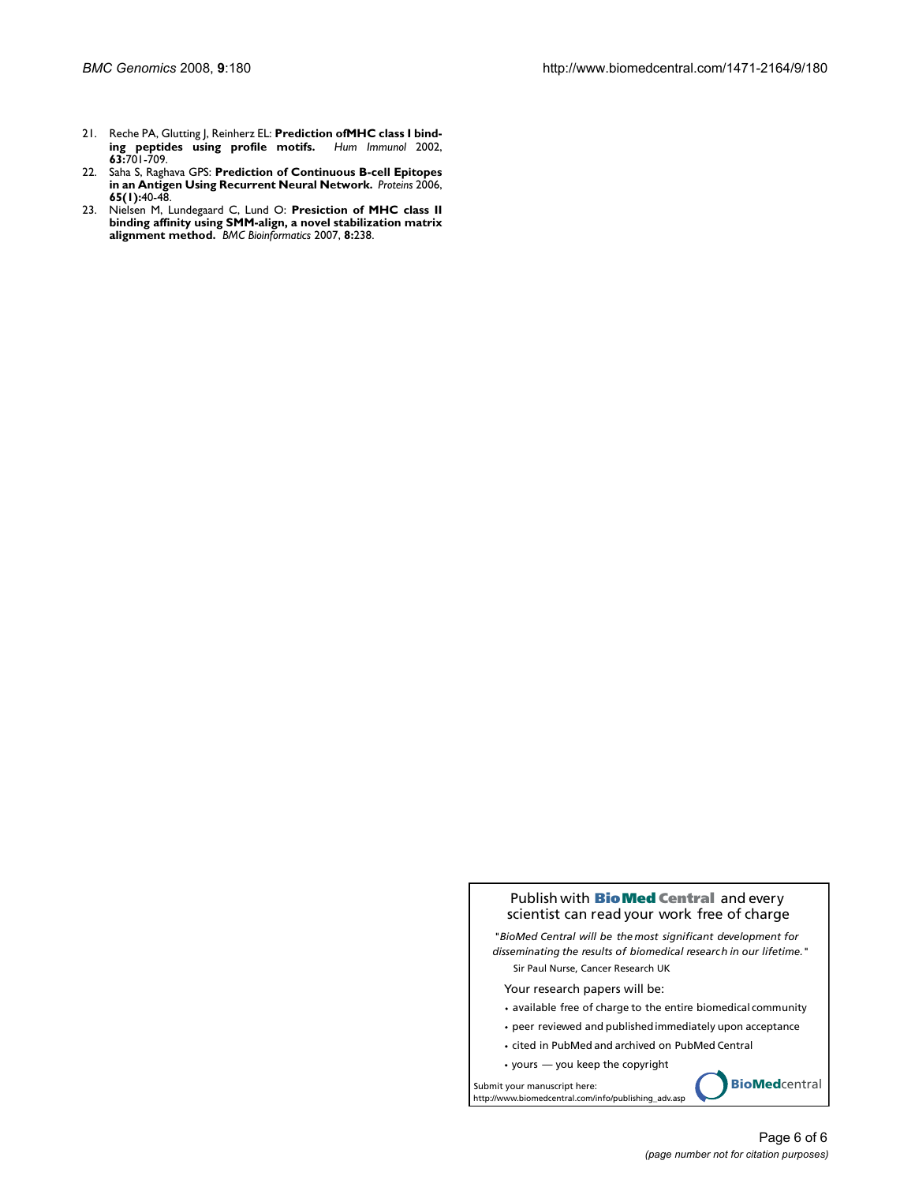21. Reche PA, Glutting J, Reinherz EL: **Prediction ofMHC class I binding peptides using profile motifs.** *Hum Immunol* 2002, **63:**701-709.
22. Saha S, Raghava GPS: **Prediction of Continuous B-cell Epitopes in an Antigen Using Recurrent Neural Network.** *Proteins* 2006, **65(1):**40-48.
23. Nielsen M, Lundegaard C, Lund O: **Presiction of MHC class II binding affinity using SMM-align, a novel stabilization matrix alignment method.** *BMC Bioinformatics* 2007, **8:**238.

Publish with **BioMed Central** and every scientist can read your work free of charge

*"BioMed Central will be the most significant development for disseminating the results of biomedical research in our lifetime."*

Sir Paul Nurse, Cancer Research UK

Your research papers will be:

- available free of charge to the entire biomedical community
- peer reviewed and published immediately upon acceptance
- cited in PubMed and archived on PubMed Central
- yours — you keep the copyright

Submit your manuscript here:
http://www.biomedcentral.com/info/publishing_adv.asp

**BioMed**central